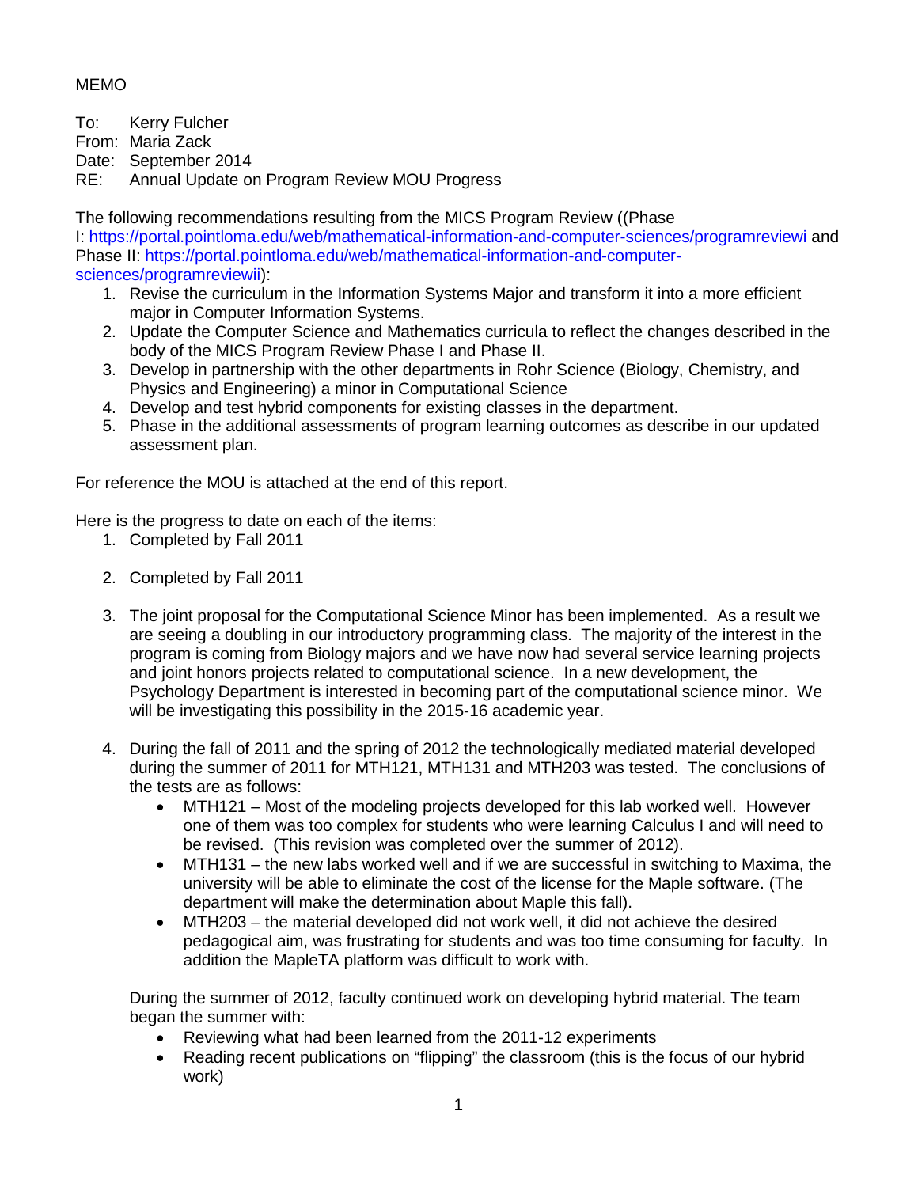MEMO

To: Kerry Fulcher
From: Maria Zack
Date: September 2014
RE: Annual Update on Program Review MOU Progress

The following recommendations resulting from the MICS Program Review ((Phase I: https://portal.pointloma.edu/web/mathematical-information-and-computer-sciences/programreviewi and Phase II: https://portal.pointloma.edu/web/mathematical-information-and-computer-sciences/programreviewii):

1. Revise the curriculum in the Information Systems Major and transform it into a more efficient major in Computer Information Systems.
2. Update the Computer Science and Mathematics curricula to reflect the changes described in the body of the MICS Program Review Phase I and Phase II.
3. Develop in partnership with the other departments in Rohr Science (Biology, Chemistry, and Physics and Engineering) a minor in Computational Science
4. Develop and test hybrid components for existing classes in the department.
5. Phase in the additional assessments of program learning outcomes as describe in our updated assessment plan.

For reference the MOU is attached at the end of this report.

Here is the progress to date on each of the items:

1. Completed by Fall 2011

2. Completed by Fall 2011

3. The joint proposal for the Computational Science Minor has been implemented. As a result we are seeing a doubling in our introductory programming class. The majority of the interest in the program is coming from Biology majors and we have now had several service learning projects and joint honors projects related to computational science. In a new development, the Psychology Department is interested in becoming part of the computational science minor. We will be investigating this possibility in the 2015-16 academic year.

4. During the fall of 2011 and the spring of 2012 the technologically mediated material developed during the summer of 2011 for MTH121, MTH131 and MTH203 was tested. The conclusions of the tests are as follows:
   - MTH121 – Most of the modeling projects developed for this lab worked well. However one of them was too complex for students who were learning Calculus I and will need to be revised. (This revision was completed over the summer of 2012).
   - MTH131 – the new labs worked well and if we are successful in switching to Maxima, the university will be able to eliminate the cost of the license for the Maple software. (The department will make the determination about Maple this fall).
   - MTH203 – the material developed did not work well, it did not achieve the desired pedagogical aim, was frustrating for students and was too time consuming for faculty. In addition the MapleTA platform was difficult to work with.

   During the summer of 2012, faculty continued work on developing hybrid material. The team began the summer with:
   - Reviewing what had been learned from the 2011-12 experiments
   - Reading recent publications on "flipping" the classroom (this is the focus of our hybrid work)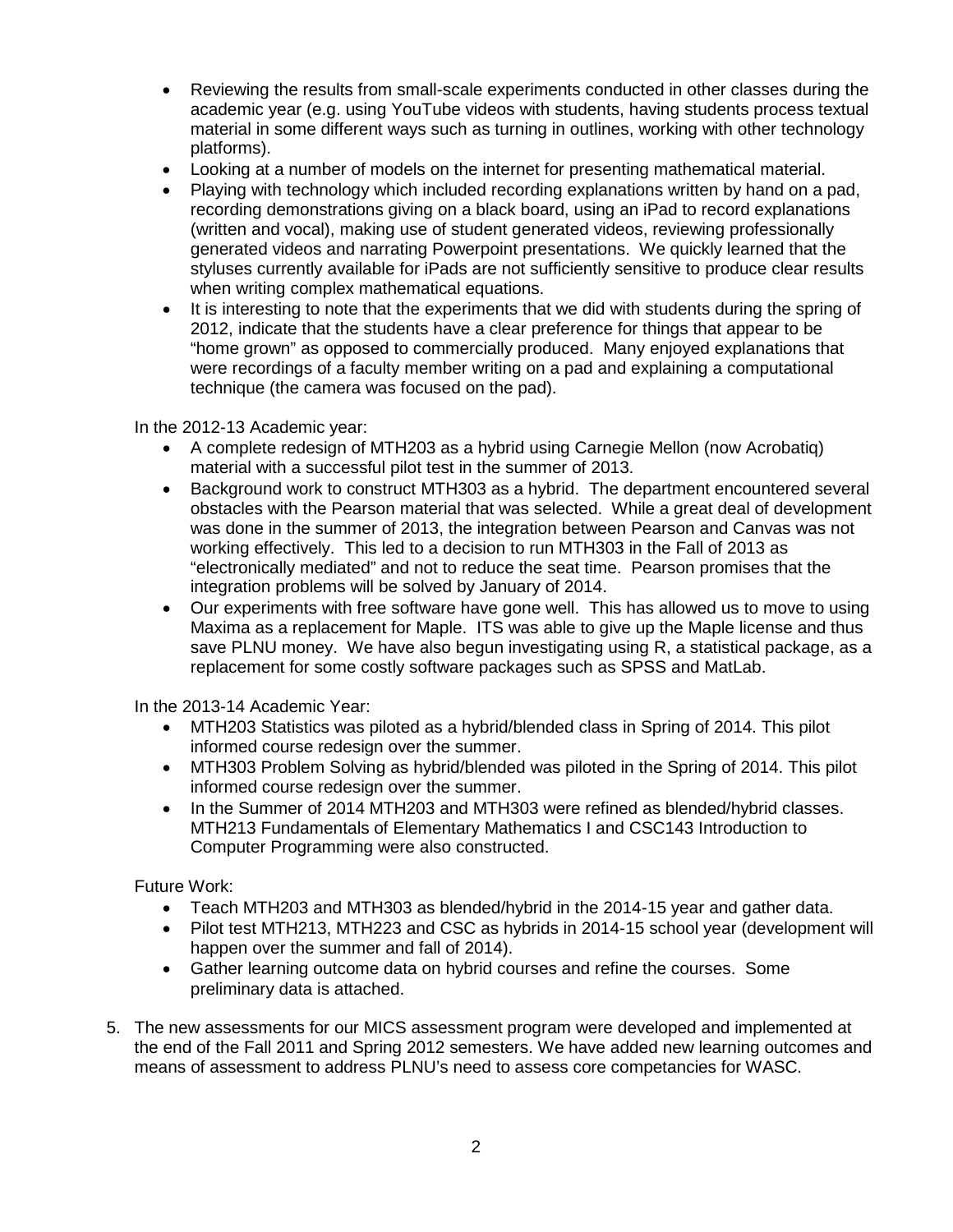- Reviewing the results from small-scale experiments conducted in other classes during the academic year (e.g. using YouTube videos with students, having students process textual material in some different ways such as turning in outlines, working with other technology platforms).
- Looking at a number of models on the internet for presenting mathematical material.
- Playing with technology which included recording explanations written by hand on a pad, recording demonstrations giving on a black board, using an iPad to record explanations (written and vocal), making use of student generated videos, reviewing professionally generated videos and narrating Powerpoint presentations. We quickly learned that the styluses currently available for iPads are not sufficiently sensitive to produce clear results when writing complex mathematical equations.
- It is interesting to note that the experiments that we did with students during the spring of 2012, indicate that the students have a clear preference for things that appear to be "home grown" as opposed to commercially produced. Many enjoyed explanations that were recordings of a faculty member writing on a pad and explaining a computational technique (the camera was focused on the pad).

In the 2012-13 Academic year:

- A complete redesign of MTH203 as a hybrid using Carnegie Mellon (now Acrobatiq) material with a successful pilot test in the summer of 2013.
- Background work to construct MTH303 as a hybrid. The department encountered several obstacles with the Pearson material that was selected. While a great deal of development was done in the summer of 2013, the integration between Pearson and Canvas was not working effectively. This led to a decision to run MTH303 in the Fall of 2013 as "electronically mediated" and not to reduce the seat time. Pearson promises that the integration problems will be solved by January of 2014.
- Our experiments with free software have gone well. This has allowed us to move to using Maxima as a replacement for Maple. ITS was able to give up the Maple license and thus save PLNU money. We have also begun investigating using R, a statistical package, as a replacement for some costly software packages such as SPSS and MatLab.

In the 2013-14 Academic Year:

- MTH203 Statistics was piloted as a hybrid/blended class in Spring of 2014. This pilot informed course redesign over the summer.
- MTH303 Problem Solving as hybrid/blended was piloted in the Spring of 2014. This pilot informed course redesign over the summer.
- In the Summer of 2014 MTH203 and MTH303 were refined as blended/hybrid classes. MTH213 Fundamentals of Elementary Mathematics I and CSC143 Introduction to Computer Programming were also constructed.

Future Work:

- Teach MTH203 and MTH303 as blended/hybrid in the 2014-15 year and gather data.
- Pilot test MTH213, MTH223 and CSC as hybrids in 2014-15 school year (development will happen over the summer and fall of 2014).
- Gather learning outcome data on hybrid courses and refine the courses. Some preliminary data is attached.

5. The new assessments for our MICS assessment program were developed and implemented at the end of the Fall 2011 and Spring 2012 semesters. We have added new learning outcomes and means of assessment to address PLNU's need to assess core competancies for WASC.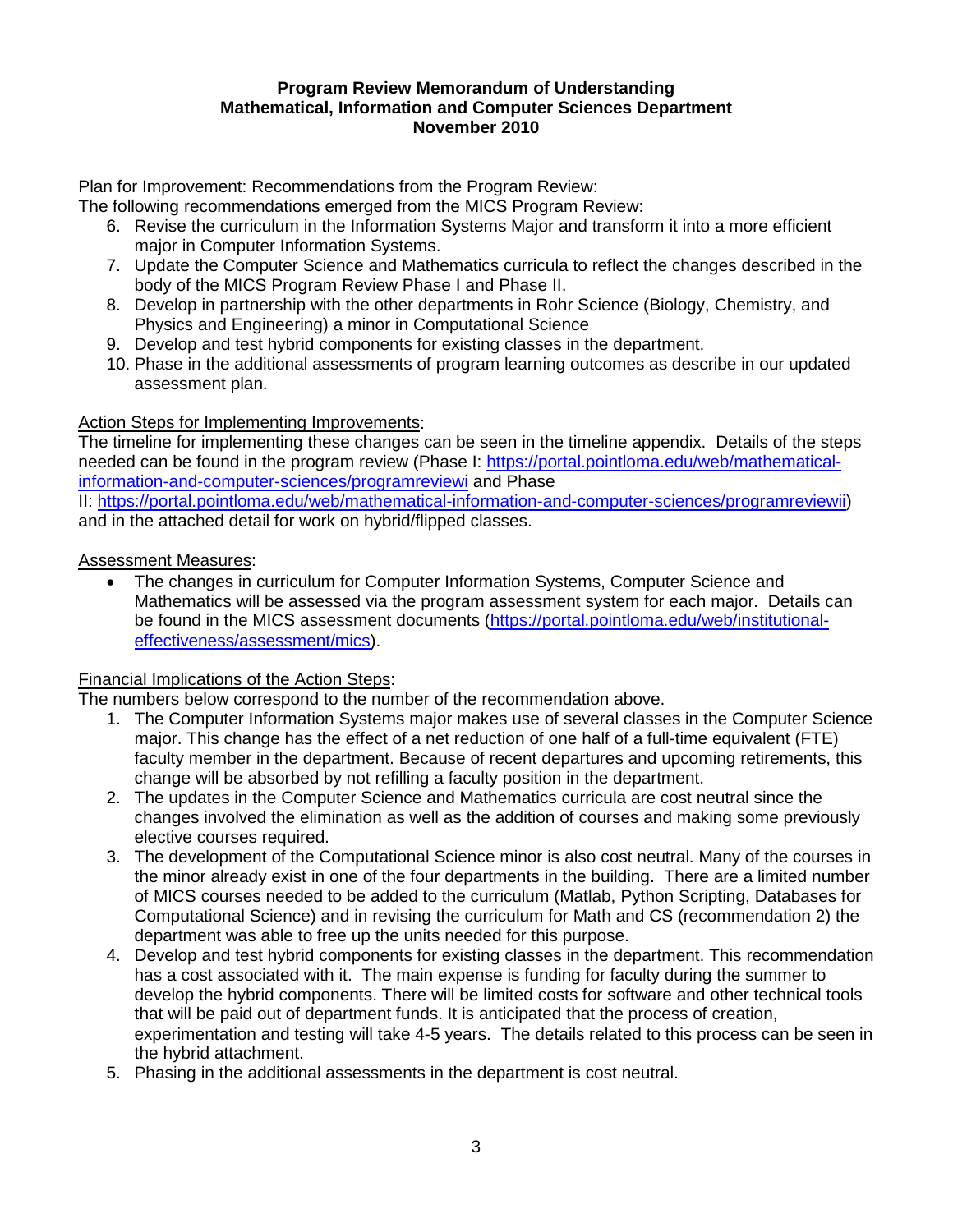### Program Review Memorandum of Understanding
### Mathematical, Information and Computer Sciences Department
### November 2010

Plan for Improvement: Recommendations from the Program Review:

The following recommendations emerged from the MICS Program Review:

6. Revise the curriculum in the Information Systems Major and transform it into a more efficient major in Computer Information Systems.
7. Update the Computer Science and Mathematics curricula to reflect the changes described in the body of the MICS Program Review Phase I and Phase II.
8. Develop in partnership with the other departments in Rohr Science (Biology, Chemistry, and Physics and Engineering) a minor in Computational Science
9. Develop and test hybrid components for existing classes in the department.
10. Phase in the additional assessments of program learning outcomes as describe in our updated assessment plan.

Action Steps for Implementing Improvements:

The timeline for implementing these changes can be seen in the timeline appendix. Details of the steps needed can be found in the program review (Phase I: https://portal.pointloma.edu/web/mathematical-information-and-computer-sciences/programreviewi and Phase II: https://portal.pointloma.edu/web/mathematical-information-and-computer-sciences/programreviewii) and in the attached detail for work on hybrid/flipped classes.

Assessment Measures:

- The changes in curriculum for Computer Information Systems, Computer Science and Mathematics will be assessed via the program assessment system for each major. Details can be found in the MICS assessment documents (https://portal.pointloma.edu/web/institutional-effectiveness/assessment/mics).

Financial Implications of the Action Steps:

The numbers below correspond to the number of the recommendation above.

1. The Computer Information Systems major makes use of several classes in the Computer Science major. This change has the effect of a net reduction of one half of a full-time equivalent (FTE) faculty member in the department. Because of recent departures and upcoming retirements, this change will be absorbed by not refilling a faculty position in the department.
2. The updates in the Computer Science and Mathematics curricula are cost neutral since the changes involved the elimination as well as the addition of courses and making some previously elective courses required.
3. The development of the Computational Science minor is also cost neutral. Many of the courses in the minor already exist in one of the four departments in the building. There are a limited number of MICS courses needed to be added to the curriculum (Matlab, Python Scripting, Databases for Computational Science) and in revising the curriculum for Math and CS (recommendation 2) the department was able to free up the units needed for this purpose.
4. Develop and test hybrid components for existing classes in the department. This recommendation has a cost associated with it. The main expense is funding for faculty during the summer to develop the hybrid components. There will be limited costs for software and other technical tools that will be paid out of department funds. It is anticipated that the process of creation, experimentation and testing will take 4-5 years. The details related to this process can be seen in the hybrid attachment.
5. Phasing in the additional assessments in the department is cost neutral.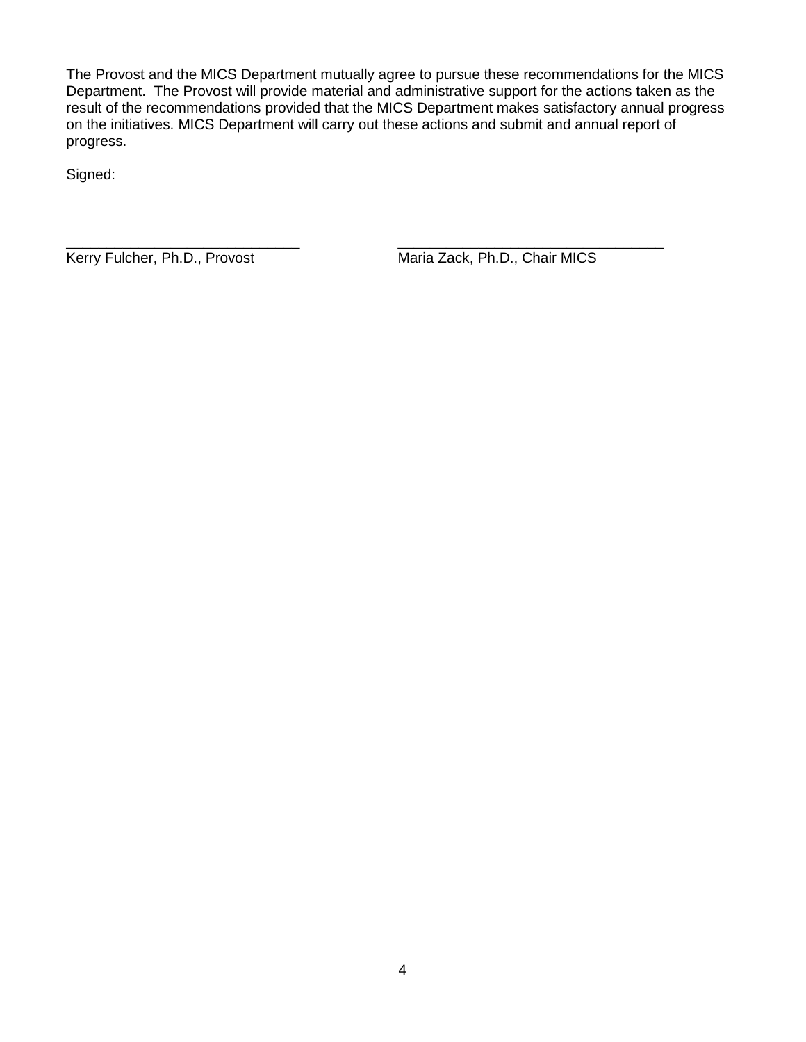The Provost and the MICS Department mutually agree to pursue these recommendations for the MICS Department. The Provost will provide material and administrative support for the actions taken as the result of the recommendations provided that the MICS Department makes satisfactory annual progress on the initiatives. MICS Department will carry out these actions and submit and annual report of progress.

Signed:

| | |
|---|---|
| ______________________________ | __________________________________ |
| Kerry Fulcher, Ph.D., Provost | Maria Zack, Ph.D., Chair MICS |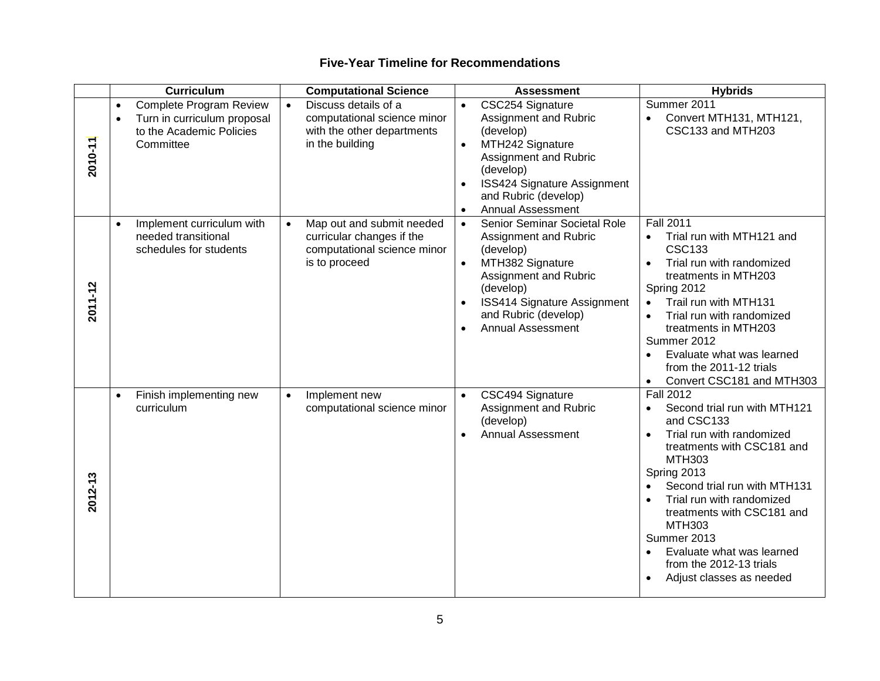### Five-Year Timeline for Recommendations

| | Curriculum | Computational Science | Assessment | Hybrids |
|---|---|---|---|---|
| **2010-11** | • Complete Program Review<br>• Turn in curriculum proposal to the Academic Policies Committee | • Discuss details of a computational science minor with the other departments in the building | • CSC254 Signature Assignment and Rubric (develop)<br>• MTH242 Signature Assignment and Rubric (develop)<br>• ISS424 Signature Assignment and Rubric (develop)<br>• Annual Assessment | Summer 2011<br>• Convert MTH131, MTH121, CSC133 and MTH203 |
| **2011-12** | • Implement curriculum with needed transitional schedules for students | • Map out and submit needed curricular changes if the computational science minor is to proceed | • Senior Seminar Societal Role Assignment and Rubric (develop)<br>• MTH382 Signature Assignment and Rubric (develop)<br>• ISS414 Signature Assignment and Rubric (develop)<br>• Annual Assessment | Fall 2011<br>• Trial run with MTH121 and CSC133<br>• Trial run with randomized treatments in MTH203<br>Spring 2012<br>• Trail run with MTH131<br>• Trial run with randomized treatments in MTH203<br>Summer 2012<br>• Evaluate what was learned from the 2011-12 trials<br>• Convert CSC181 and MTH303 |
| **2012-13** | • Finish implementing new curriculum | • Implement new computational science minor | • CSC494 Signature Assignment and Rubric (develop)<br>• Annual Assessment | Fall 2012<br>• Second trial run with MTH121 and CSC133<br>• Trial run with randomized treatments with CSC181 and MTH303<br>Spring 2013<br>• Second trial run with MTH131<br>• Trial run with randomized treatments with CSC181 and MTH303<br>Summer 2013<br>• Evaluate what was learned from the 2012-13 trials<br>• Adjust classes as needed |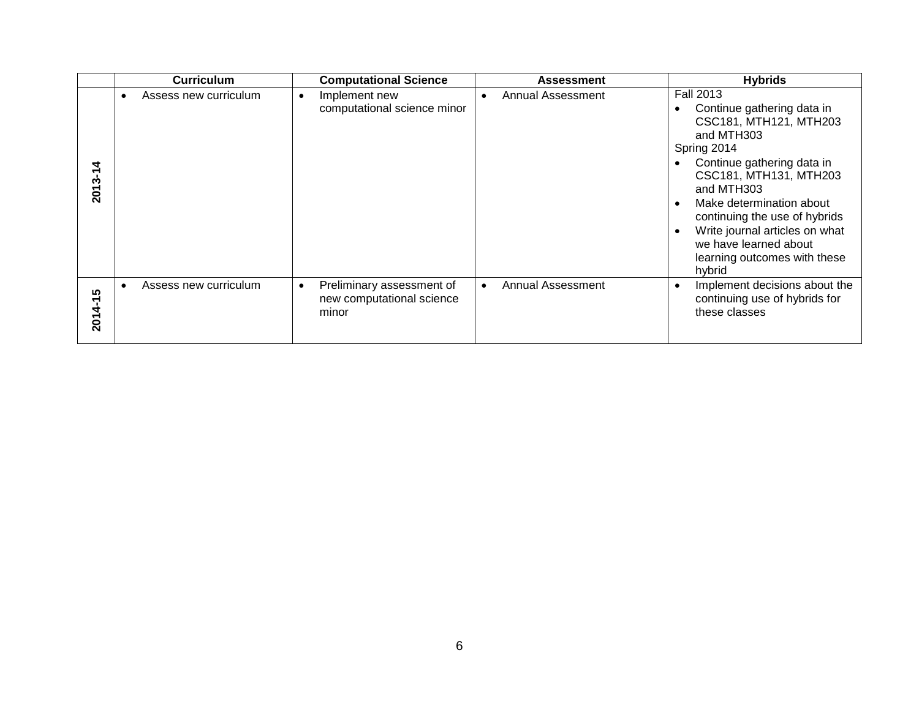| | Curriculum | Computational Science | Assessment | Hybrids |
|---|---|---|---|---|
| **2013-14** | • Assess new curriculum | • Implement new computational science minor | • Annual Assessment | Fall 2013<br>• Continue gathering data in CSC181, MTH121, MTH203 and MTH303<br>Spring 2014<br>• Continue gathering data in CSC181, MTH131, MTH203 and MTH303<br>• Make determination about continuing the use of hybrids<br>• Write journal articles on what we have learned about learning outcomes with these hybrid |
| **2014-15** | • Assess new curriculum | • Preliminary assessment of new computational science minor | • Annual Assessment | • Implement decisions about the continuing use of hybrids for these classes |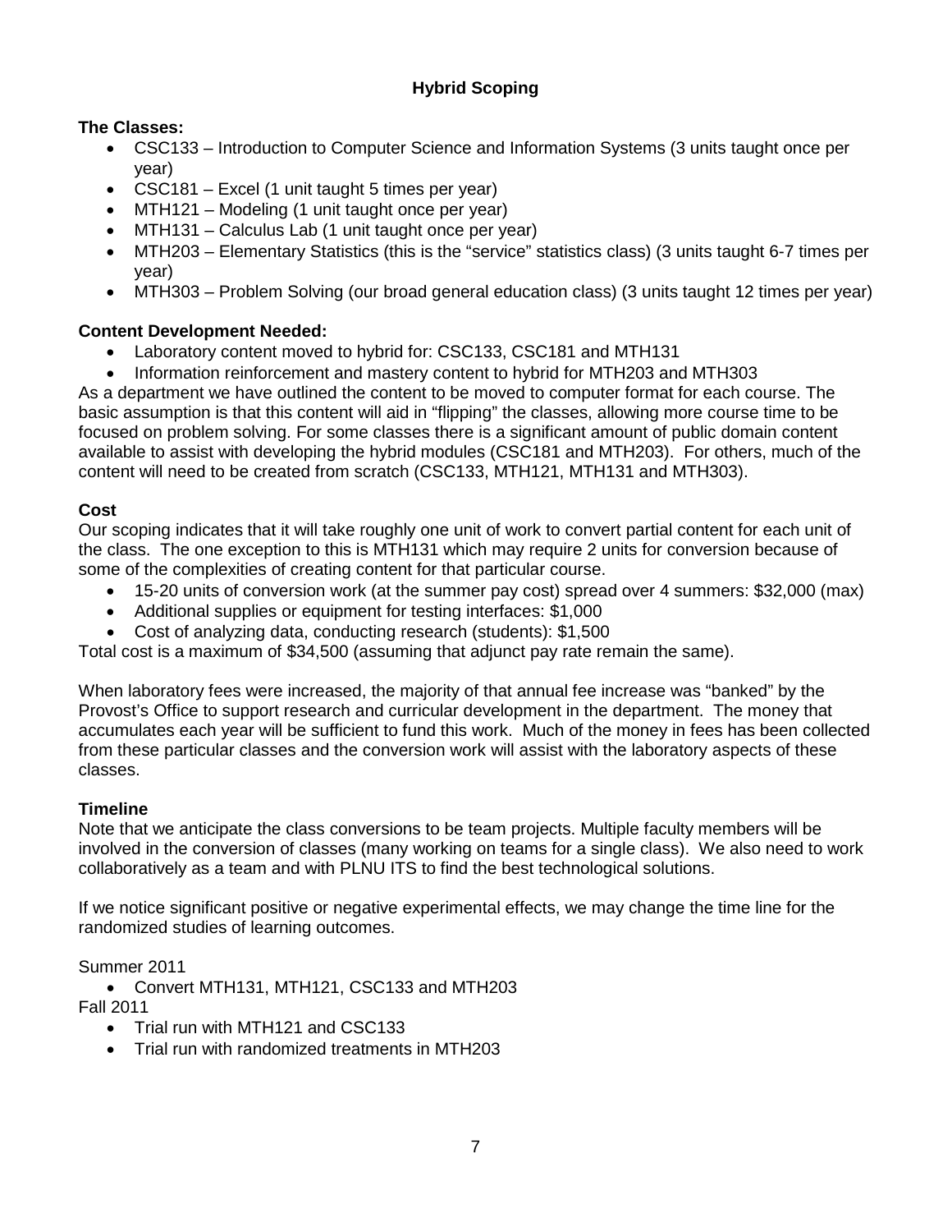## Hybrid Scoping

**The Classes:**

- CSC133 – Introduction to Computer Science and Information Systems (3 units taught once per year)
- CSC181 – Excel (1 unit taught 5 times per year)
- MTH121 – Modeling (1 unit taught once per year)
- MTH131 – Calculus Lab (1 unit taught once per year)
- MTH203 – Elementary Statistics (this is the "service" statistics class) (3 units taught 6-7 times per year)
- MTH303 – Problem Solving (our broad general education class) (3 units taught 12 times per year)

**Content Development Needed:**

- Laboratory content moved to hybrid for: CSC133, CSC181 and MTH131
- Information reinforcement and mastery content to hybrid for MTH203 and MTH303

As a department we have outlined the content to be moved to computer format for each course. The basic assumption is that this content will aid in "flipping" the classes, allowing more course time to be focused on problem solving. For some classes there is a significant amount of public domain content available to assist with developing the hybrid modules (CSC181 and MTH203). For others, much of the content will need to be created from scratch (CSC133, MTH121, MTH131 and MTH303).

**Cost**

Our scoping indicates that it will take roughly one unit of work to convert partial content for each unit of the class. The one exception to this is MTH131 which may require 2 units for conversion because of some of the complexities of creating content for that particular course.

- 15-20 units of conversion work (at the summer pay cost) spread over 4 summers: $32,000 (max)
- Additional supplies or equipment for testing interfaces: $1,000
- Cost of analyzing data, conducting research (students): $1,500

Total cost is a maximum of $34,500 (assuming that adjunct pay rate remain the same).

When laboratory fees were increased, the majority of that annual fee increase was "banked" by the Provost's Office to support research and curricular development in the department. The money that accumulates each year will be sufficient to fund this work. Much of the money in fees has been collected from these particular classes and the conversion work will assist with the laboratory aspects of these classes.

**Timeline**

Note that we anticipate the class conversions to be team projects. Multiple faculty members will be involved in the conversion of classes (many working on teams for a single class). We also need to work collaboratively as a team and with PLNU ITS to find the best technological solutions.

If we notice significant positive or negative experimental effects, we may change the time line for the randomized studies of learning outcomes.

Summer 2011

- Convert MTH131, MTH121, CSC133 and MTH203

Fall 2011

- Trial run with MTH121 and CSC133
- Trial run with randomized treatments in MTH203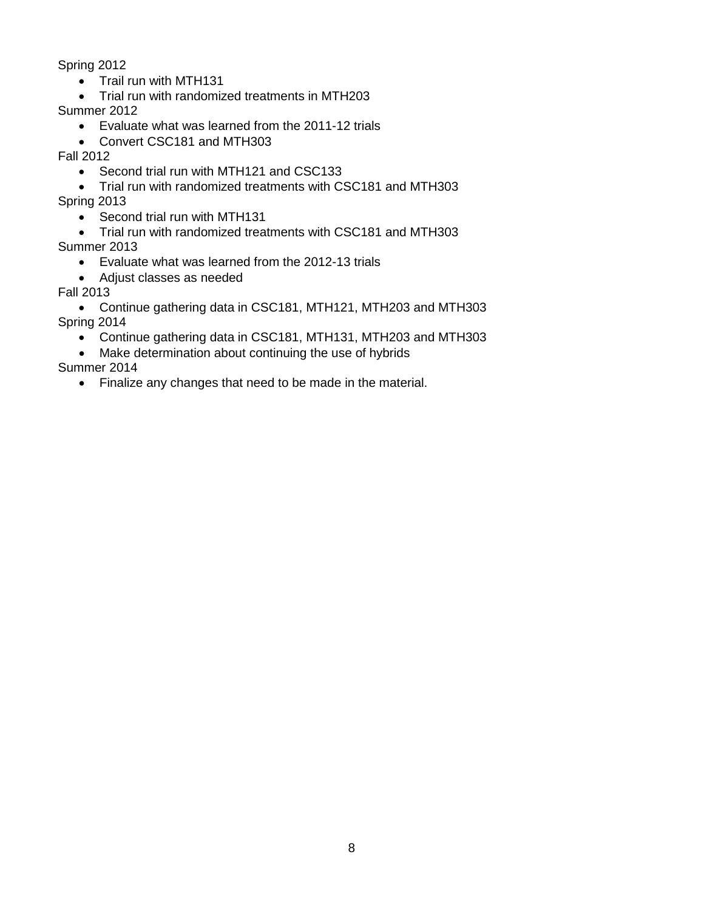Spring 2012

- Trail run with MTH131
- Trial run with randomized treatments in MTH203

Summer 2012

- Evaluate what was learned from the 2011-12 trials
- Convert CSC181 and MTH303

Fall 2012

- Second trial run with MTH121 and CSC133
- Trial run with randomized treatments with CSC181 and MTH303

Spring 2013

- Second trial run with MTH131
- Trial run with randomized treatments with CSC181 and MTH303

Summer 2013

- Evaluate what was learned from the 2012-13 trials
- Adjust classes as needed

Fall 2013

- Continue gathering data in CSC181, MTH121, MTH203 and MTH303

Spring 2014

- Continue gathering data in CSC181, MTH131, MTH203 and MTH303
- Make determination about continuing the use of hybrids

Summer 2014

- Finalize any changes that need to be made in the material.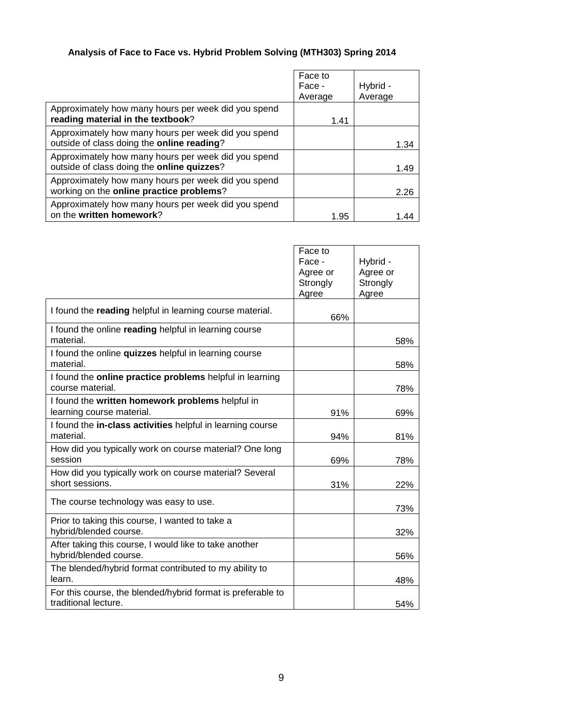### Analysis of Face to Face vs. Hybrid Problem Solving (MTH303) Spring 2014

| | Face to Face - Average | Hybrid - Average |
|---|---|---|
| Approximately how many hours per week did you spend **reading material in the textbook**? | 1.41 | |
| Approximately how many hours per week did you spend outside of class doing the **online reading**? | | 1.34 |
| Approximately how many hours per week did you spend outside of class doing the **online quizzes**? | | 1.49 |
| Approximately how many hours per week did you spend working on the **online practice problems**? | | 2.26 |
| Approximately how many hours per week did you spend on the **written homework**? | 1.95 | 1.44 |

| | Face to Face - Agree or Strongly Agree | Hybrid - Agree or Strongly Agree |
|---|---|---|
| I found the **reading** helpful in learning course material. | 66% | |
| I found the online **reading** helpful in learning course material. | | 58% |
| I found the online **quizzes** helpful in learning course material. | | 58% |
| I found the **online practice problems** helpful in learning course material. | | 78% |
| I found the **written homework problems** helpful in learning course material. | 91% | 69% |
| I found the **in-class activities** helpful in learning course material. | 94% | 81% |
| How did you typically work on course material? One long session | 69% | 78% |
| How did you typically work on course material? Several short sessions. | 31% | 22% |
| The course technology was easy to use. | | 73% |
| Prior to taking this course, I wanted to take a hybrid/blended course. | | 32% |
| After taking this course, I would like to take another hybrid/blended course. | | 56% |
| The blended/hybrid format contributed to my ability to learn. | | 48% |
| For this course, the blended/hybrid format is preferable to traditional lecture. | | 54% |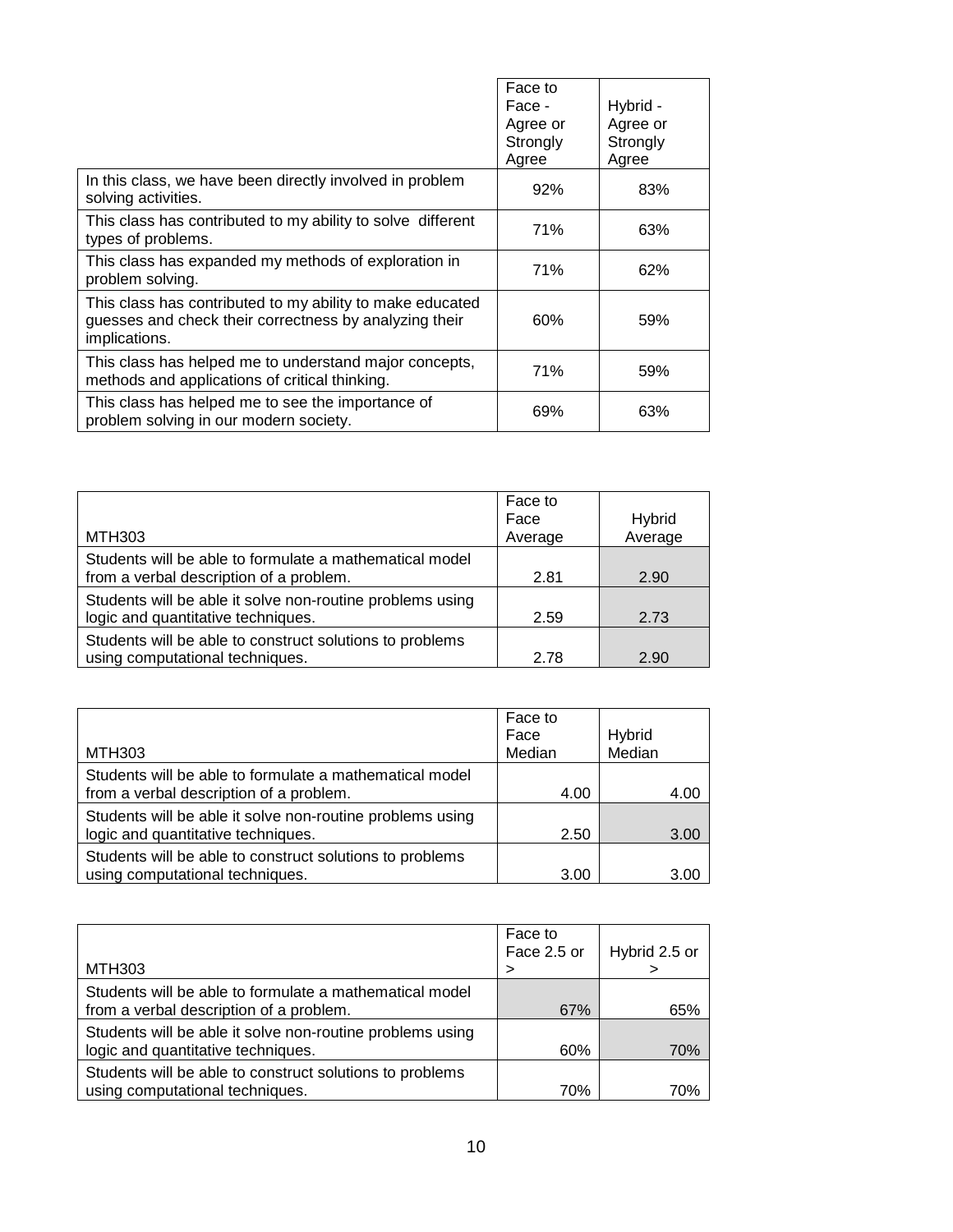| | Face to Face - Agree or Strongly Agree | Hybrid - Agree or Strongly Agree |
|---|---|---|
| In this class, we have been directly involved in problem solving activities. | 92% | 83% |
| This class has contributed to my ability to solve different types of problems. | 71% | 63% |
| This class has expanded my methods of exploration in problem solving. | 71% | 62% |
| This class has contributed to my ability to make educated guesses and check their correctness by analyzing their implications. | 60% | 59% |
| This class has helped me to understand major concepts, methods and applications of critical thinking. | 71% | 59% |
| This class has helped me to see the importance of problem solving in our modern society. | 69% | 63% |

| MTH303 | Face to Face Average | Hybrid Average |
|---|---|---|
| Students will be able to formulate a mathematical model from a verbal description of a problem. | 2.81 | 2.90 |
| Students will be able it solve non-routine problems using logic and quantitative techniques. | 2.59 | 2.73 |
| Students will be able to construct solutions to problems using computational techniques. | 2.78 | 2.90 |

| MTH303 | Face to Face Median | Hybrid Median |
|---|---|---|
| Students will be able to formulate a mathematical model from a verbal description of a problem. | 4.00 | 4.00 |
| Students will be able it solve non-routine problems using logic and quantitative techniques. | 2.50 | 3.00 |
| Students will be able to construct solutions to problems using computational techniques. | 3.00 | 3.00 |

| MTH303 | Face to Face 2.5 or > | Hybrid 2.5 or > |
|---|---|---|
| Students will be able to formulate a mathematical model from a verbal description of a problem. | 67% | 65% |
| Students will be able it solve non-routine problems using logic and quantitative techniques. | 60% | 70% |
| Students will be able to construct solutions to problems using computational techniques. | 70% | 70% |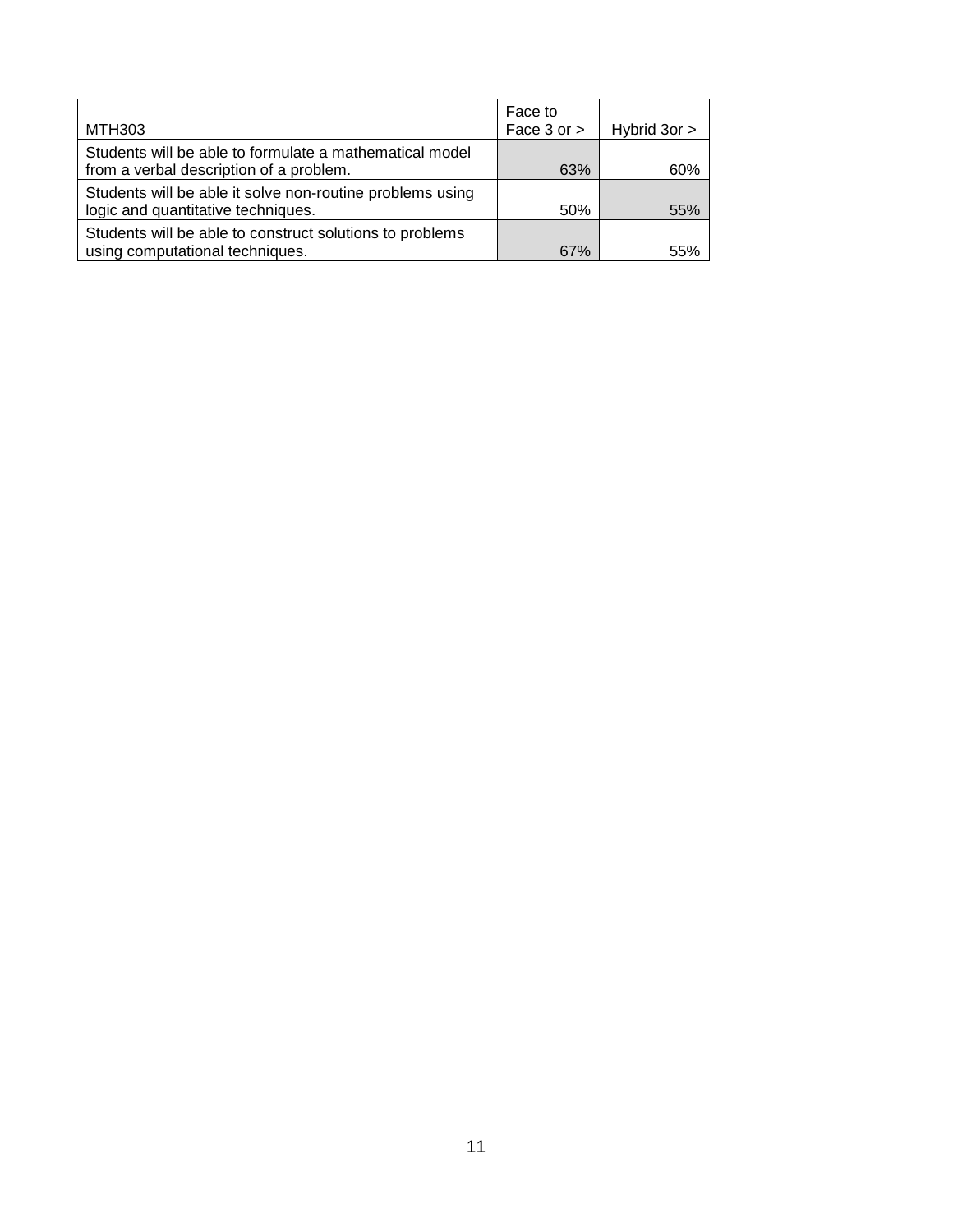| MTH303 | Face to Face 3 or > | Hybrid 3or > |
|---|---|---|
| Students will be able to formulate a mathematical model from a verbal description of a problem. | 63% | 60% |
| Students will be able it solve non-routine problems using logic and quantitative techniques. | 50% | 55% |
| Students will be able to construct solutions to problems using computational techniques. | 67% | 55% |